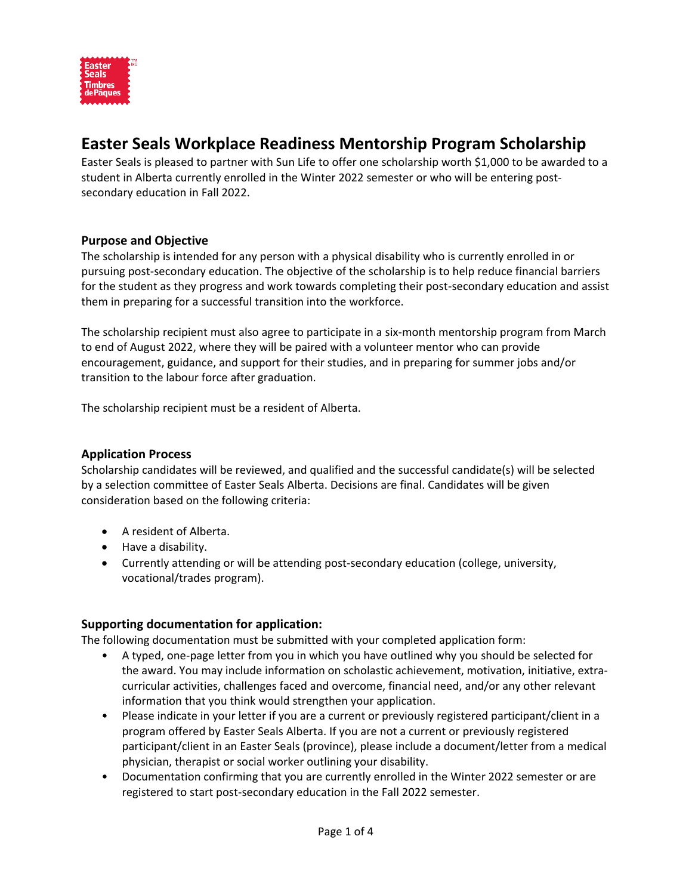# Easter Seals Workplace Readiness Mentorship Program Scholarship

Easter Seals is pleased to partner with Sun Life to offer one scholarship worth $1,000 to be awarded to a student in Alberta currently enrolled in the Winter 2022 semester or who will be entering post-secondary education in Fall 2022.

## Purpose and Objective

The scholarship is intended for any person with a physical disability who is currently enrolled in or pursuing post-secondary education. The objective of the scholarship is to help reduce financial barriers for the student as they progress and work towards completing their post-secondary education and assist them in preparing for a successful transition into the workforce.

The scholarship recipient must also agree to participate in a six-month mentorship program from March to end of August 2022, where they will be paired with a volunteer mentor who can provide encouragement, guidance, and support for their studies, and in preparing for summer jobs and/or transition to the labour force after graduation.

The scholarship recipient must be a resident of Alberta.

## Application Process

Scholarship candidates will be reviewed, and qualified and the successful candidate(s) will be selected by a selection committee of Easter Seals Alberta. Decisions are final. Candidates will be given consideration based on the following criteria:

- A resident of Alberta.
- Have a disability.
- Currently attending or will be attending post-secondary education (college, university, vocational/trades program).

## Supporting documentation for application:

The following documentation must be submitted with your completed application form:

- A typed, one-page letter from you in which you have outlined why you should be selected for the award. You may include information on scholastic achievement, motivation, initiative, extra-curricular activities, challenges faced and overcome, financial need, and/or any other relevant information that you think would strengthen your application.
- Please indicate in your letter if you are a current or previously registered participant/client in a program offered by Easter Seals Alberta. If you are not a current or previously registered participant/client in an Easter Seals (province), please include a document/letter from a medical physician, therapist or social worker outlining your disability.
- Documentation confirming that you are currently enrolled in the Winter 2022 semester or are registered to start post-secondary education in the Fall 2022 semester.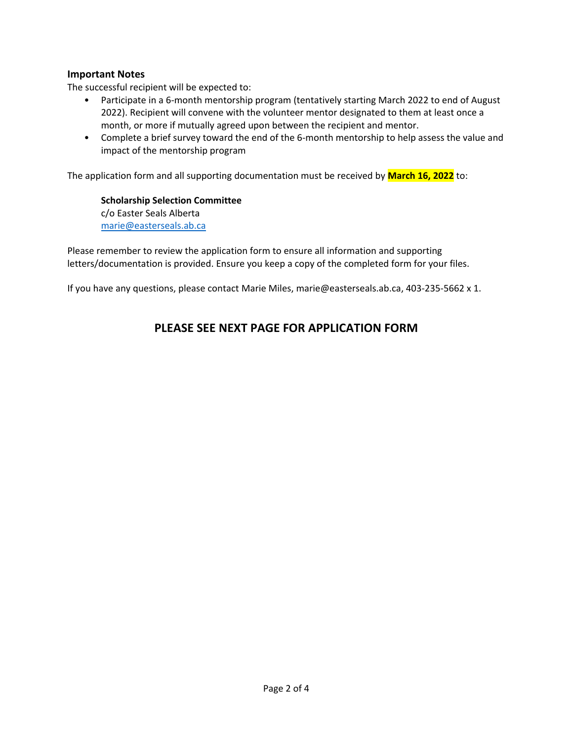**Important Notes**

The successful recipient will be expected to:

- Participate in a 6-month mentorship program (tentatively starting March 2022 to end of August 2022). Recipient will convene with the volunteer mentor designated to them at least once a month, or more if mutually agreed upon between the recipient and mentor.
- Complete a brief survey toward the end of the 6-month mentorship to help assess the value and impact of the mentorship program

The application form and all supporting documentation must be received by **March 16, 2022** to:

> **Scholarship Selection Committee**
> c/o Easter Seals Alberta
> marie@easterseals.ab.ca

Please remember to review the application form to ensure all information and supporting letters/documentation is provided. Ensure you keep a copy of the completed form for your files.

If you have any questions, please contact Marie Miles, marie@easterseals.ab.ca, 403-235-5662 x 1.

## PLEASE SEE NEXT PAGE FOR APPLICATION FORM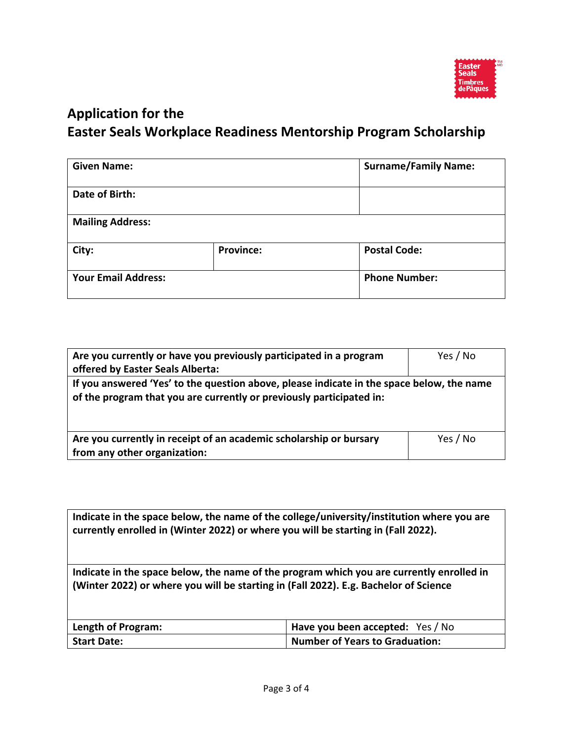## Application for the
## Easter Seals Workplace Readiness Mentorship Program Scholarship

| **Given Name:** | | **Surname/Family Name:** |
|---|---|---|
| **Date of Birth:** | | |
| **Mailing Address:** | | |
| **City:** | **Province:** | **Postal Code:** |
| **Your Email Address:** | | **Phone Number:** |

| **Are you currently or have you previously participated in a program offered by Easter Seals Alberta:** | Yes / No |
|---|---|
| **If you answered 'Yes' to the question above, please indicate in the space below, the name of the program that you are currently or previously participated in:** | |
| **Are you currently in receipt of an academic scholarship or bursary from any other organization:** | Yes / No |

| **Indicate in the space below, the name of the college/university/institution where you are currently enrolled in (Winter 2022) or where you will be starting in (Fall 2022).** | |
|---|---|
| **Indicate in the space below, the name of the program which you are currently enrolled in (Winter 2022) or where you will be starting in (Fall 2022). E.g. Bachelor of Science** | |
| **Length of Program:** | **Have you been accepted:** Yes / No |
| **Start Date:** | **Number of Years to Graduation:** |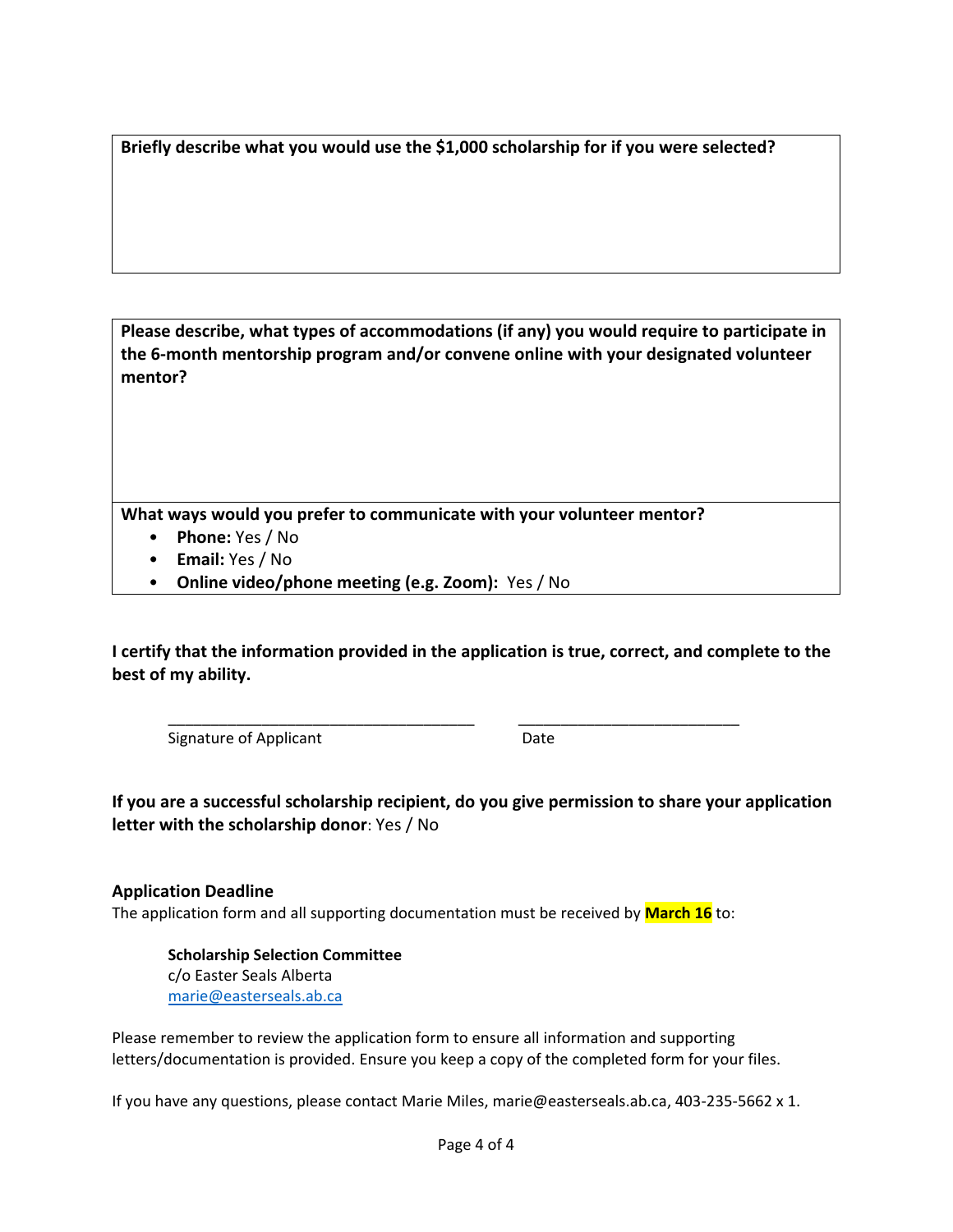**Briefly describe what you would use the $1,000 scholarship for if you were selected?**

**Please describe, what types of accommodations (if any) you would require to participate in the 6-month mentorship program and/or convene online with your designated volunteer mentor?**

**What ways would you prefer to communicate with your volunteer mentor?**

- **Phone:** Yes / No
- **Email:** Yes / No
- **Online video/phone meeting (e.g. Zoom):** Yes / No

**I certify that the information provided in the application is true, correct, and complete to the best of my ability.**

\_\_\_\_\_\_\_\_\_\_\_\_\_\_\_\_\_\_\_\_\_\_\_\_\_\_\_\_\_\_\_\_\_\_\_ \_\_\_\_\_\_\_\_\_\_\_\_\_\_\_\_\_\_\_\_\_\_\_\_\_

Signature of Applicant Date

**If you are a successful scholarship recipient, do you give permission to share your application letter with the scholarship donor**: Yes / No

### Application Deadline

The application form and all supporting documentation must be received by **March 16** to:

**Scholarship Selection Committee**
c/o Easter Seals Alberta
marie@easterseals.ab.ca

Please remember to review the application form to ensure all information and supporting letters/documentation is provided. Ensure you keep a copy of the completed form for your files.

If you have any questions, please contact Marie Miles, marie@easterseals.ab.ca, 403-235-5662 x 1.